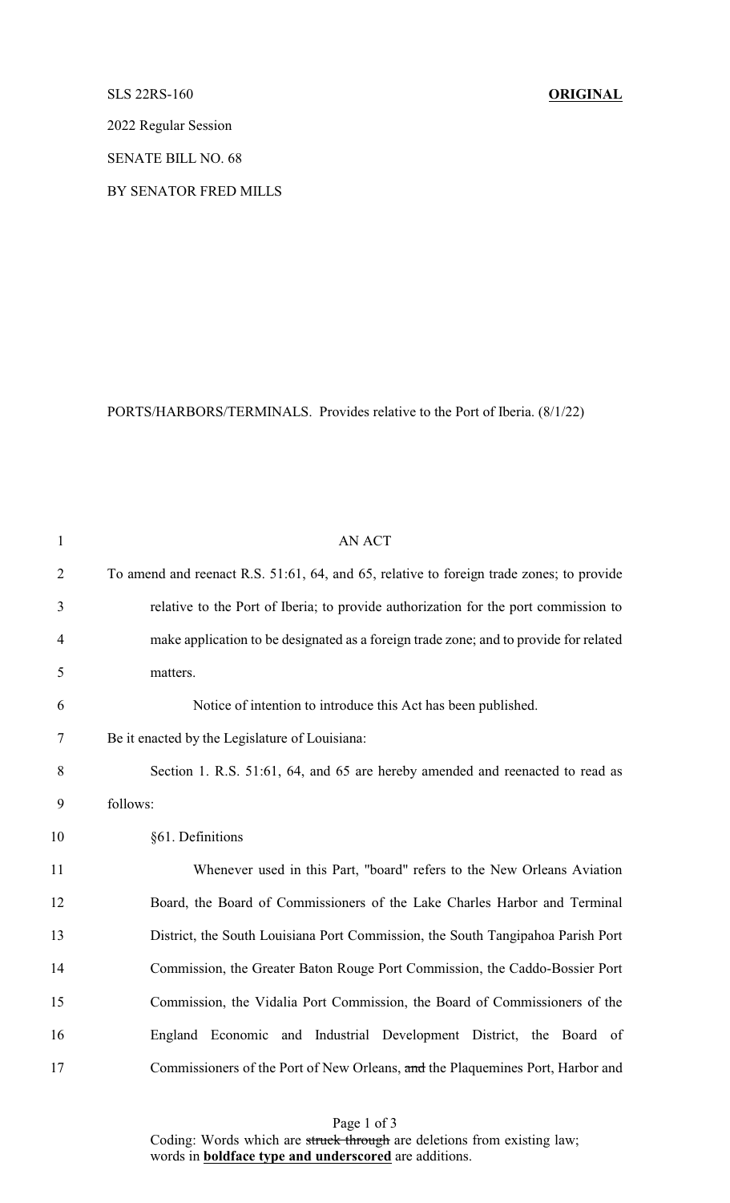SLS 22RS-160 **ORIGINAL**

2022 Regular Session

SENATE BILL NO. 68

BY SENATOR FRED MILLS

PORTS/HARBORS/TERMINALS. Provides relative to the Port of Iberia. (8/1/22)

1 AN ACT

2 To amend and reenact R.S. 51:61, 64, and 65, relative to foreign trade zones; to provide

3 relative to the Port of Iberia; to provide authorization for the port commission to

4 make application to be designated as a foreign trade zone; and to provide for related

5 matters.

6 Notice of intention to introduce this Act has been published.

7 Be it enacted by the Legislature of Louisiana:

8 Section 1. R.S. 51:61, 64, and 65 are hereby amended and reenacted to read as

9 follows:

10 §61. Definitions

11 Whenever used in this Part, "board" refers to the New Orleans Aviation

12 Board, the Board of Commissioners of the Lake Charles Harbor and Terminal

13 District, the South Louisiana Port Commission, the South Tangipahoa Parish Port

14 Commission, the Greater Baton Rouge Port Commission, the Caddo-Bossier Port

15 Commission, the Vidalia Port Commission, the Board of Commissioners of the

16 England Economic and Industrial Development District, the Board of

17 Commissioners of the Port of New Orleans, ~~and~~ the Plaquemines Port, Harbor and

Coding: Words which are ~~struck through~~ are deletions from existing law; words in **<u>boldface type and underscored</u>** are additions.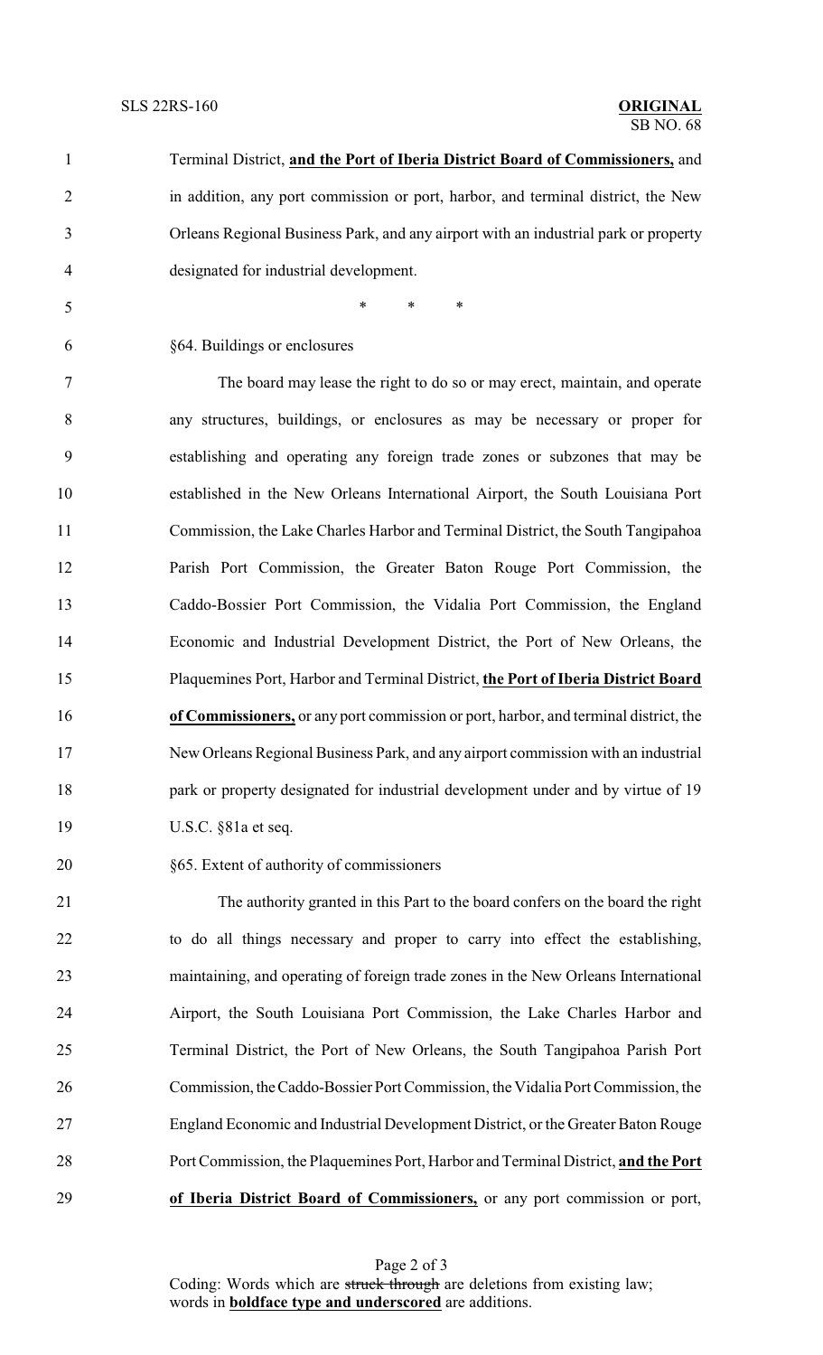Terminal District, **and the Port of Iberia District Board of Commissioners,** and in addition, any port commission or port, harbor, and terminal district, the New Orleans Regional Business Park, and any airport with an industrial park or property designated for industrial development.

\* \* \*

§64. Buildings or enclosures

The board may lease the right to do so or may erect, maintain, and operate any structures, buildings, or enclosures as may be necessary or proper for establishing and operating any foreign trade zones or subzones that may be established in the New Orleans International Airport, the South Louisiana Port Commission, the Lake Charles Harbor and Terminal District, the South Tangipahoa Parish Port Commission, the Greater Baton Rouge Port Commission, the Caddo-Bossier Port Commission, the Vidalia Port Commission, the England Economic and Industrial Development District, the Port of New Orleans, the Plaquemines Port, Harbor and Terminal District, **the Port of Iberia District Board of Commissioners,** or any port commission or port, harbor, and terminal district, the New Orleans Regional Business Park, and any airport commission with an industrial park or property designated for industrial development under and by virtue of 19 U.S.C. §81a et seq.

§65. Extent of authority of commissioners

The authority granted in this Part to the board confers on the board the right to do all things necessary and proper to carry into effect the establishing, maintaining, and operating of foreign trade zones in the New Orleans International Airport, the South Louisiana Port Commission, the Lake Charles Harbor and Terminal District, the Port of New Orleans, the South Tangipahoa Parish Port Commission, the Caddo-Bossier Port Commission, the Vidalia Port Commission, the England Economic and Industrial Development District, or the Greater Baton Rouge Port Commission, the Plaquemines Port, Harbor and Terminal District, **and the Port of Iberia District Board of Commissioners,** or any port commission or port,

Coding: Words which are ~~struck through~~ are deletions from existing law; words in **boldface type and underscored** are additions.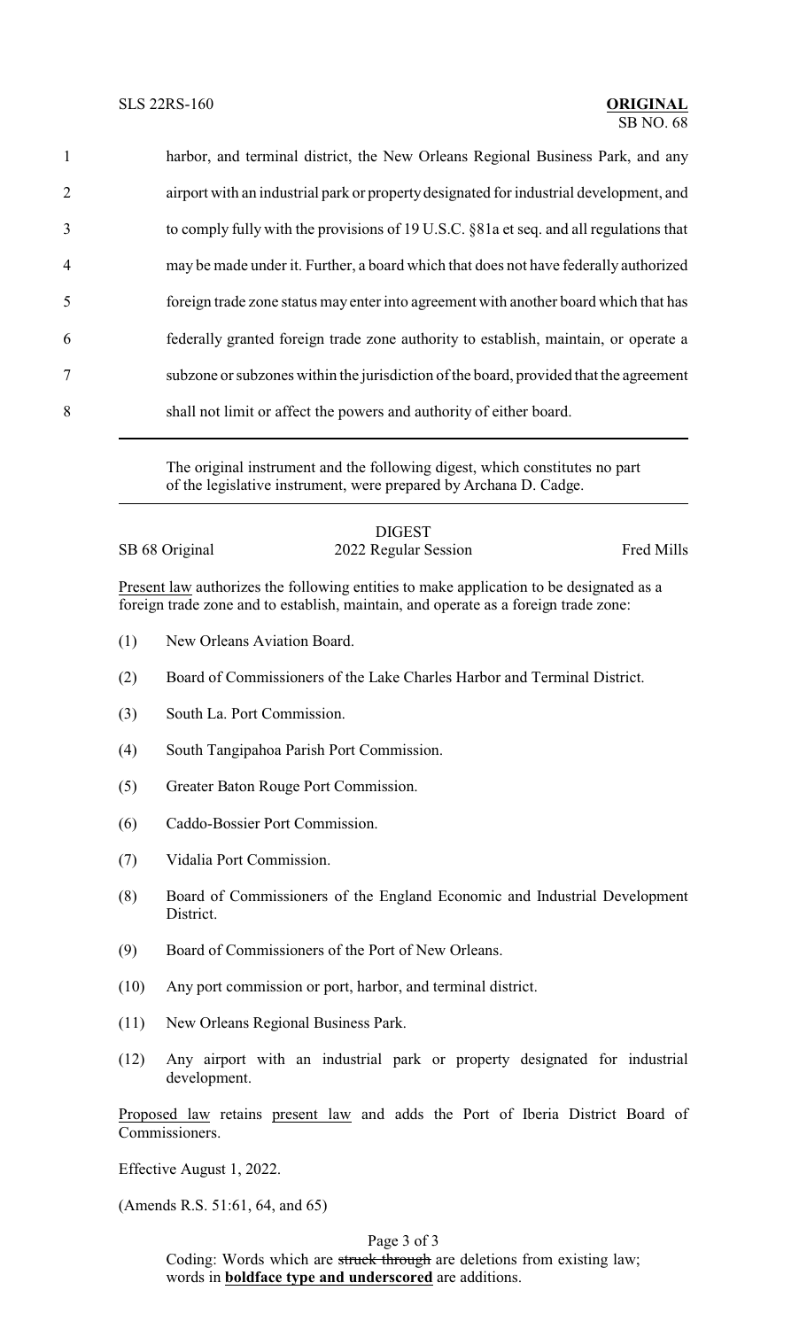1 harbor, and terminal district, the New Orleans Regional Business Park, and any
2 airport with an industrial park or property designated for industrial development, and
3 to comply fully with the provisions of 19 U.S.C. §81a et seq. and all regulations that
4 may be made under it. Further, a board which that does not have federally authorized
5 foreign trade zone status may enter into agreement with another board which that has
6 federally granted foreign trade zone authority to establish, maintain, or operate a
7 subzone or subzones within the jurisdiction of the board, provided that the agreement
8 shall not limit or affect the powers and authority of either board.

---

The original instrument and the following digest, which constitutes no part of the legislative instrument, were prepared by Archana D. Cadge.

---

DIGEST

SB 68 Original — 2022 Regular Session — Fred Mills

Present law authorizes the following entities to make application to be designated as a foreign trade zone and to establish, maintain, and operate as a foreign trade zone:

(1) New Orleans Aviation Board.

(2) Board of Commissioners of the Lake Charles Harbor and Terminal District.

(3) South La. Port Commission.

(4) South Tangipahoa Parish Port Commission.

(5) Greater Baton Rouge Port Commission.

(6) Caddo-Bossier Port Commission.

(7) Vidalia Port Commission.

(8) Board of Commissioners of the England Economic and Industrial Development District.

(9) Board of Commissioners of the Port of New Orleans.

(10) Any port commission or port, harbor, and terminal district.

(11) New Orleans Regional Business Park.

(12) Any airport with an industrial park or property designated for industrial development.

Proposed law retains present law and adds the Port of Iberia District Board of Commissioners.

Effective August 1, 2022.

(Amends R.S. 51:61, 64, and 65)

Coding: Words which are struck through are deletions from existing law; words in **boldface type and underscored** are additions.